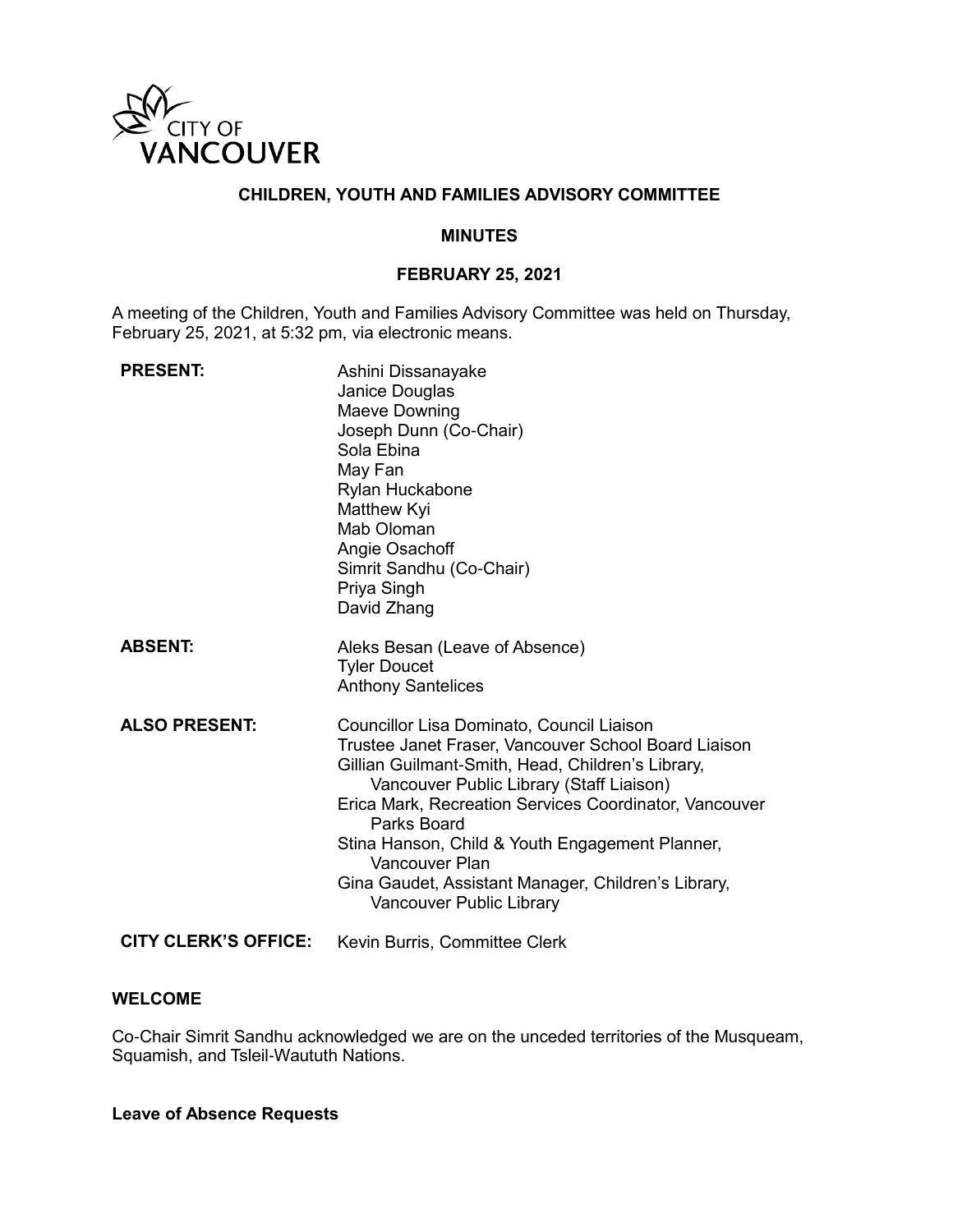CITY OF VANCOUVER

# CHILDREN, YOUTH AND FAMILIES ADVISORY COMMITTEE

## MINUTES

## FEBRUARY 25, 2021

A meeting of the Children, Youth and Families Advisory Committee was held on Thursday, February 25, 2021, at 5:32 pm, via electronic means.

**PRESENT:**
Ashini Dissanayake
Janice Douglas
Maeve Downing
Joseph Dunn (Co-Chair)
Sola Ebina
May Fan
Rylan Huckabone
Matthew Kyi
Mab Oloman
Angie Osachoff
Simrit Sandhu (Co-Chair)
Priya Singh
David Zhang

**ABSENT:**
Aleks Besan (Leave of Absence)
Tyler Doucet
Anthony Santelices

**ALSO PRESENT:**
Councillor Lisa Dominato, Council Liaison
Trustee Janet Fraser, Vancouver School Board Liaison
Gillian Guilmant-Smith, Head, Children's Library, Vancouver Public Library (Staff Liaison)
Erica Mark, Recreation Services Coordinator, Vancouver Parks Board
Stina Hanson, Child & Youth Engagement Planner, Vancouver Plan
Gina Gaudet, Assistant Manager, Children's Library, Vancouver Public Library

**CITY CLERK'S OFFICE:** Kevin Burris, Committee Clerk

### WELCOME

Co-Chair Simrit Sandhu acknowledged we are on the unceded territories of the Musqueam, Squamish, and Tsleil-Waututh Nations.

### Leave of Absence Requests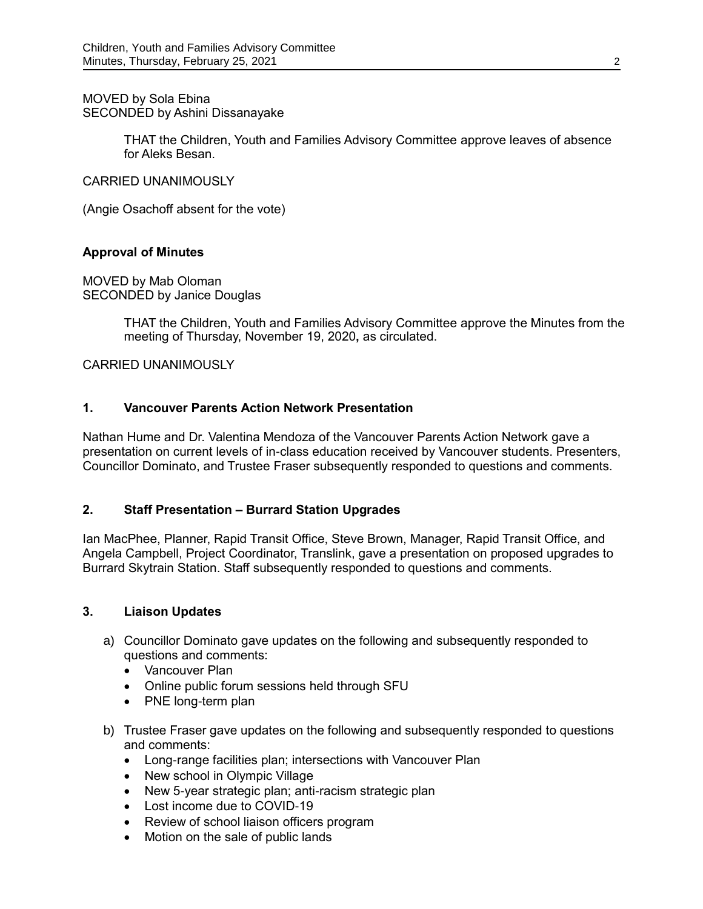MOVED by Sola Ebina
SECONDED by Ashini Dissanayake

> THAT the Children, Youth and Families Advisory Committee approve leaves of absence for Aleks Besan.

CARRIED UNANIMOUSLY

(Angie Osachoff absent for the vote)

**Approval of Minutes**

MOVED by Mab Oloman
SECONDED by Janice Douglas

> THAT the Children, Youth and Families Advisory Committee approve the Minutes from the meeting of Thursday, November 19, 2020**,** as circulated.

CARRIED UNANIMOUSLY

### 1. Vancouver Parents Action Network Presentation

Nathan Hume and Dr. Valentina Mendoza of the Vancouver Parents Action Network gave a presentation on current levels of in-class education received by Vancouver students. Presenters, Councillor Dominato, and Trustee Fraser subsequently responded to questions and comments.

### 2. Staff Presentation – Burrard Station Upgrades

Ian MacPhee, Planner, Rapid Transit Office, Steve Brown, Manager, Rapid Transit Office, and Angela Campbell, Project Coordinator, Translink, gave a presentation on proposed upgrades to Burrard Skytrain Station. Staff subsequently responded to questions and comments.

### 3. Liaison Updates

a) Councillor Dominato gave updates on the following and subsequently responded to questions and comments:
- Vancouver Plan
- Online public forum sessions held through SFU
- PNE long-term plan

b) Trustee Fraser gave updates on the following and subsequently responded to questions and comments:
- Long-range facilities plan; intersections with Vancouver Plan
- New school in Olympic Village
- New 5-year strategic plan; anti-racism strategic plan
- Lost income due to COVID-19
- Review of school liaison officers program
- Motion on the sale of public lands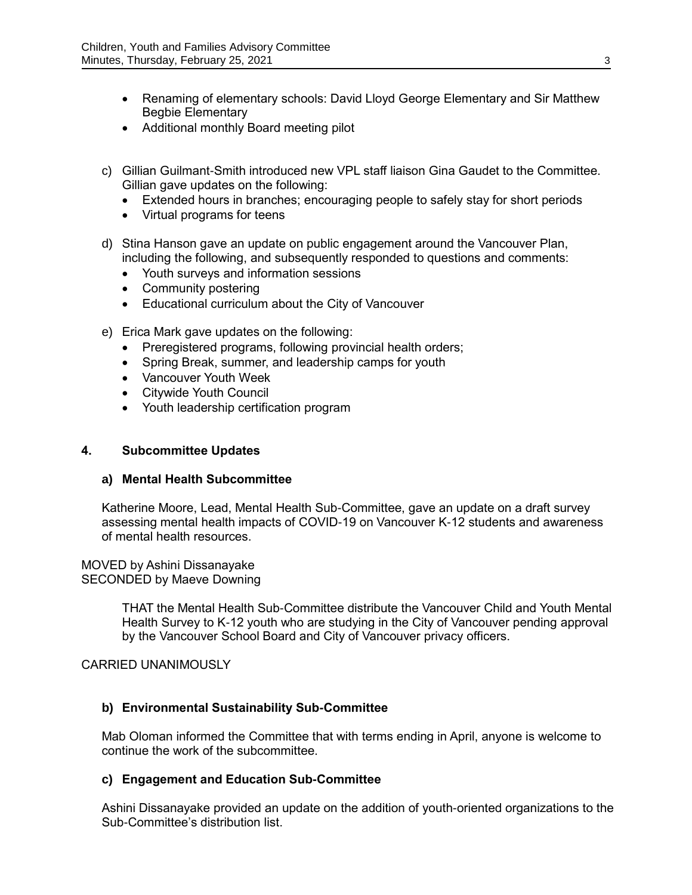- Renaming of elementary schools: David Lloyd George Elementary and Sir Matthew Begbie Elementary
- Additional monthly Board meeting pilot

c) Gillian Guilmant-Smith introduced new VPL staff liaison Gina Gaudet to the Committee. Gillian gave updates on the following:
   - Extended hours in branches; encouraging people to safely stay for short periods
   - Virtual programs for teens

d) Stina Hanson gave an update on public engagement around the Vancouver Plan, including the following, and subsequently responded to questions and comments:
   - Youth surveys and information sessions
   - Community postering
   - Educational curriculum about the City of Vancouver

e) Erica Mark gave updates on the following:
   - Preregistered programs, following provincial health orders;
   - Spring Break, summer, and leadership camps for youth
   - Vancouver Youth Week
   - Citywide Youth Council
   - Youth leadership certification program

## 4. Subcommittee Updates

### a) Mental Health Subcommittee

Katherine Moore, Lead, Mental Health Sub-Committee, gave an update on a draft survey assessing mental health impacts of COVID-19 on Vancouver K-12 students and awareness of mental health resources.

MOVED by Ashini Dissanayake
SECONDED by Maeve Downing

> THAT the Mental Health Sub-Committee distribute the Vancouver Child and Youth Mental Health Survey to K-12 youth who are studying in the City of Vancouver pending approval by the Vancouver School Board and City of Vancouver privacy officers.

CARRIED UNANIMOUSLY

### b) Environmental Sustainability Sub-Committee

Mab Oloman informed the Committee that with terms ending in April, anyone is welcome to continue the work of the subcommittee.

### c) Engagement and Education Sub-Committee

Ashini Dissanayake provided an update on the addition of youth-oriented organizations to the Sub-Committee's distribution list.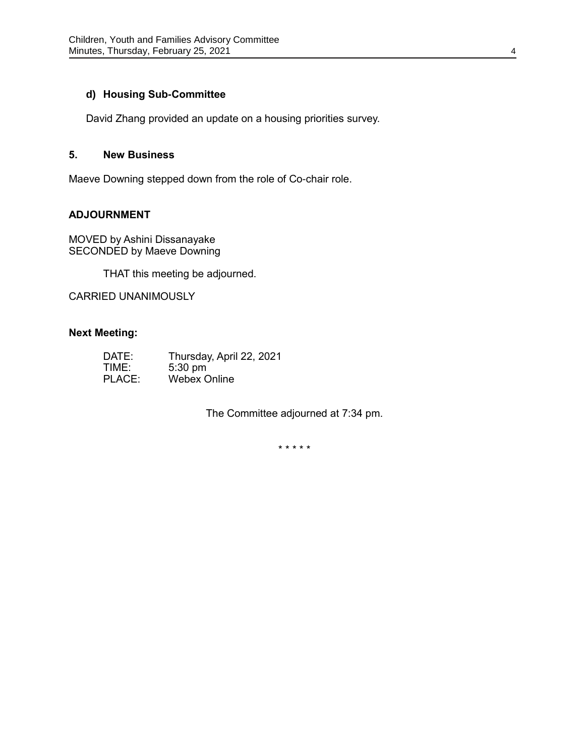### d) Housing Sub-Committee

David Zhang provided an update on a housing priorities survey.

## 5. New Business

Maeve Downing stepped down from the role of Co-chair role.

## ADJOURNMENT

MOVED by Ashini Dissanayake
SECONDED by Maeve Downing

THAT this meeting be adjourned.

CARRIED UNANIMOUSLY

**Next Meeting:**

DATE: Thursday, April 22, 2021
TIME: 5:30 pm
PLACE: Webex Online

The Committee adjourned at 7:34 pm.

* * * * *